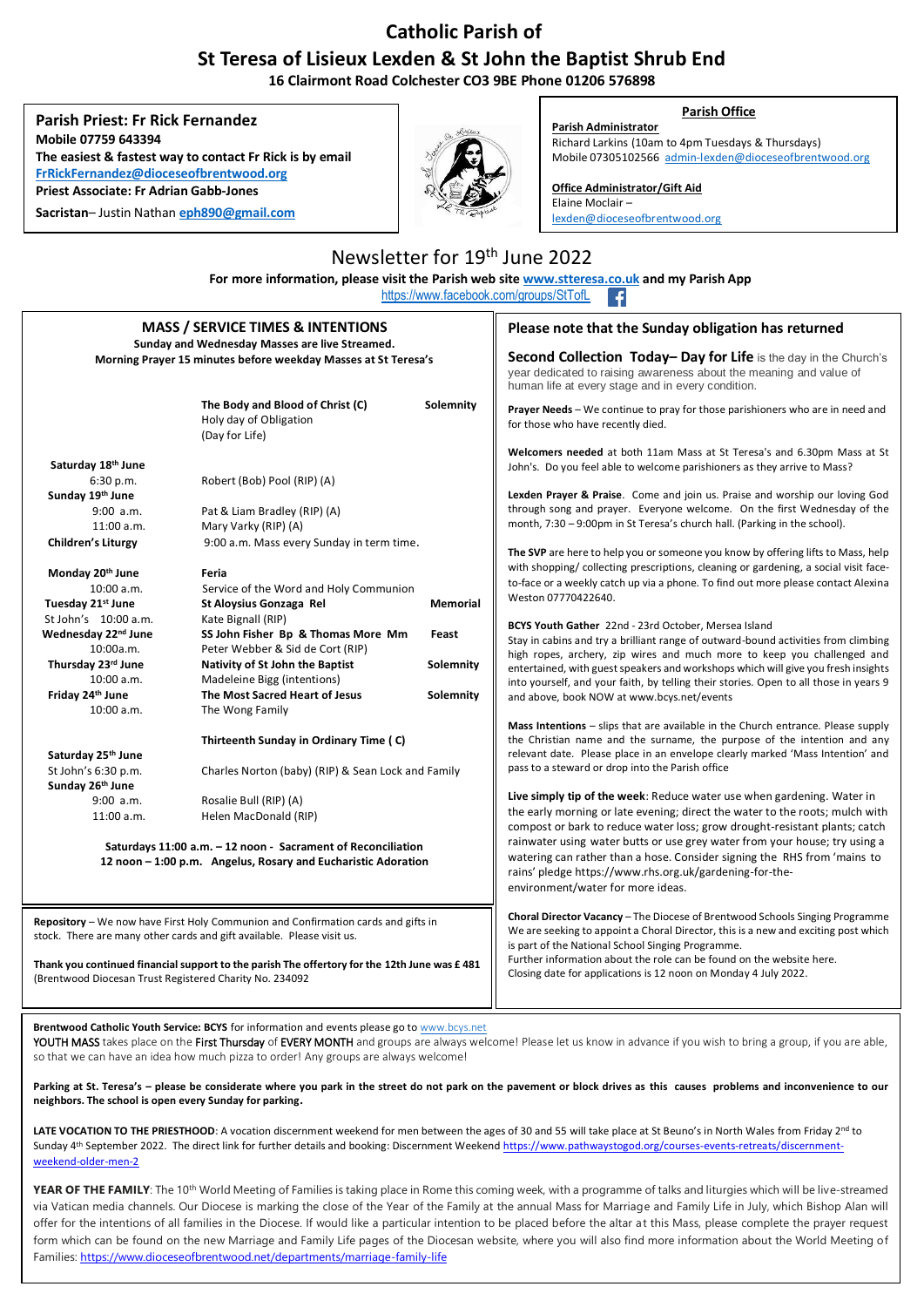# Catholic Parish of St Teresa of Lisieux Lexden & St John the Baptist Shrub End

**16 Clairmont Road Colchester CO3 9BE Phone 01206 576898**

**Parish Priest: Fr Rick Fernandez**
**Mobile 07759 643394**
**The easiest & fastest way to contact Fr Rick is by email**
**FrRickFernandez@dioceseofbrentwood.org**
**Priest Associate: Fr Adrian Gabb-Jones**
**Sacristan**– Justin Nathan **eph890@gmail.com**

**Parish Office**

**Parish Administrator**
Richard Larkins (10am to 4pm Tuesdays & Thursdays)
Mobile 07305102566 admin-lexden@dioceseofbrentwood.org

**Office Administrator/Gift Aid**
Elaine Moclair –
lexden@dioceseofbrentwood.org

## Newsletter for 19th June 2022

**For more information, please visit the Parish web site www.stteresa.co.uk and my Parish App**
https://www.facebook.com/groups/StTofL

### MASS / SERVICE TIMES & INTENTIONS

**Sunday and Wednesday Masses are live Streamed.**
**Morning Prayer 15 minutes before weekday Masses at St Teresa's**

| | | |
|---|---|---|
| | **The Body and Blood of Christ (C)** Holy day of Obligation (Day for Life) | **Solemnity** |
| **Saturday 18th June** | | |
| 6:30 p.m. | Robert (Bob) Pool (RIP) (A) | |
| **Sunday 19th June** | | |
| 9:00 a.m. | Pat & Liam Bradley (RIP) (A) | |
| 11:00 a.m. | Mary Varky (RIP) (A) | |
| **Children's Liturgy** | 9:00 a.m. Mass every Sunday in term time. | |
| **Monday 20th June** | **Feria** | |
| 10:00 a.m. | Service of the Word and Holy Communion | |
| **Tuesday 21st June** | **St Aloysius Gonzaga Rel** | **Memorial** |
| St John's 10:00 a.m. | Kate Bignall (RIP) | |
| **Wednesday 22nd June** | **SS John Fisher Bp & Thomas More Mm** | **Feast** |
| 10:00a.m. | Peter Webber & Sid de Cort (RIP) | |
| **Thursday 23rd June** | **Nativity of St John the Baptist** | **Solemnity** |
| 10:00 a.m. | Madeleine Bigg (intentions) | |
| **Friday 24th June** | **The Most Sacred Heart of Jesus** | **Solemnity** |
| 10:00 a.m. | The Wong Family | |
| | **Thirteenth Sunday in Ordinary Time ( C)** | |
| **Saturday 25th June** | | |
| St John's 6:30 p.m. | Charles Norton (baby) (RIP) & Sean Lock and Family | |
| **Sunday 26th June** | | |
| 9:00 a.m. | Rosalie Bull (RIP) (A) | |
| 11:00 a.m. | Helen MacDonald (RIP) | |

**Saturdays 11:00 a.m. – 12 noon - Sacrament of Reconciliation**
**12 noon – 1:00 p.m. Angelus, Rosary and Eucharistic Adoration**

**Repository** – We now have First Holy Communion and Confirmation cards and gifts in stock. There are many other cards and gift available. Please visit us.

**Thank you continued financial support to the parish The offertory for the 12th June was £ 481**
(Brentwood Diocesan Trust Registered Charity No. 234092

### Please note that the Sunday obligation has returned

**Second Collection Today– Day for Life** is the day in the Church's year dedicated to raising awareness about the meaning and value of human life at every stage and in every condition.

**Prayer Needs** – We continue to pray for those parishioners who are in need and for those who have recently died.

**Welcomers needed** at both 11am Mass at St Teresa's and 6.30pm Mass at St John's. Do you feel able to welcome parishioners as they arrive to Mass?

**Lexden Prayer & Praise**. Come and join us. Praise and worship our loving God through song and prayer. Everyone welcome. On the first Wednesday of the month, 7:30 – 9:00pm in St Teresa's church hall. (Parking in the school).

**The SVP** are here to help you or someone you know by offering lifts to Mass, help with shopping/ collecting prescriptions, cleaning or gardening, a social visit face-to-face or a weekly catch up via a phone. To find out more please contact Alexina Weston 07770422640.

**BCYS Youth Gather** 22nd - 23rd October, Mersea Island
Stay in cabins and try a brilliant range of outward-bound activities from climbing high ropes, archery, zip wires and much more to keep you challenged and entertained, with guest speakers and workshops which will give you fresh insights into yourself, and your faith, by telling their stories. Open to all those in years 9 and above, book NOW at www.bcys.net/events

**Mass Intentions** – slips that are available in the Church entrance. Please supply the Christian name and the surname, the purpose of the intention and any relevant date. Please place in an envelope clearly marked 'Mass Intention' and pass to a steward or drop into the Parish office

**Live simply tip of the week**: Reduce water use when gardening. Water in the early morning or late evening; direct the water to the roots; mulch with compost or bark to reduce water loss; grow drought-resistant plants; catch rainwater using water butts or use grey water from your house; try using a watering can rather than a hose. Consider signing the RHS from 'mains to rains' pledge https://www.rhs.org.uk/gardening-for-the-environment/water for more ideas.

**Choral Director Vacancy** – The Diocese of Brentwood Schools Singing Programme We are seeking to appoint a Choral Director, this is a new and exciting post which is part of the National School Singing Programme.
Further information about the role can be found on the website here.
Closing date for applications is 12 noon on Monday 4 July 2022.

**Brentwood Catholic Youth Service: BCYS** for information and events please go to www.bcys.net
YOUTH MASS takes place on the First Thursday of EVERY MONTH and groups are always welcome! Please let us know in advance if you wish to bring a group, if you are able, so that we can have an idea how much pizza to order! Any groups are always welcome!

**Parking at St. Teresa's – please be considerate where you park in the street do not park on the pavement or block drives as this causes problems and inconvenience to our neighbors. The school is open every Sunday for parking.**

**LATE VOCATION TO THE PRIESTHOOD**: A vocation discernment weekend for men between the ages of 30 and 55 will take place at St Beuno's in North Wales from Friday 2nd to Sunday 4th September 2022. The direct link for further details and booking: Discernment Weekend https://www.pathwaystogod.org/courses-events-retreats/discernment-weekend-older-men-2

**YEAR OF THE FAMILY**: The 10th World Meeting of Families is taking place in Rome this coming week, with a programme of talks and liturgies which will be live-streamed via Vatican media channels. Our Diocese is marking the close of the Year of the Family at the annual Mass for Marriage and Family Life in July, which Bishop Alan will offer for the intentions of all families in the Diocese. If would like a particular intention to be placed before the altar at this Mass, please complete the prayer request form which can be found on the new Marriage and Family Life pages of the Diocesan website, where you will also find more information about the World Meeting of Families: https://www.dioceseofbrentwood.net/departments/marriage-family-life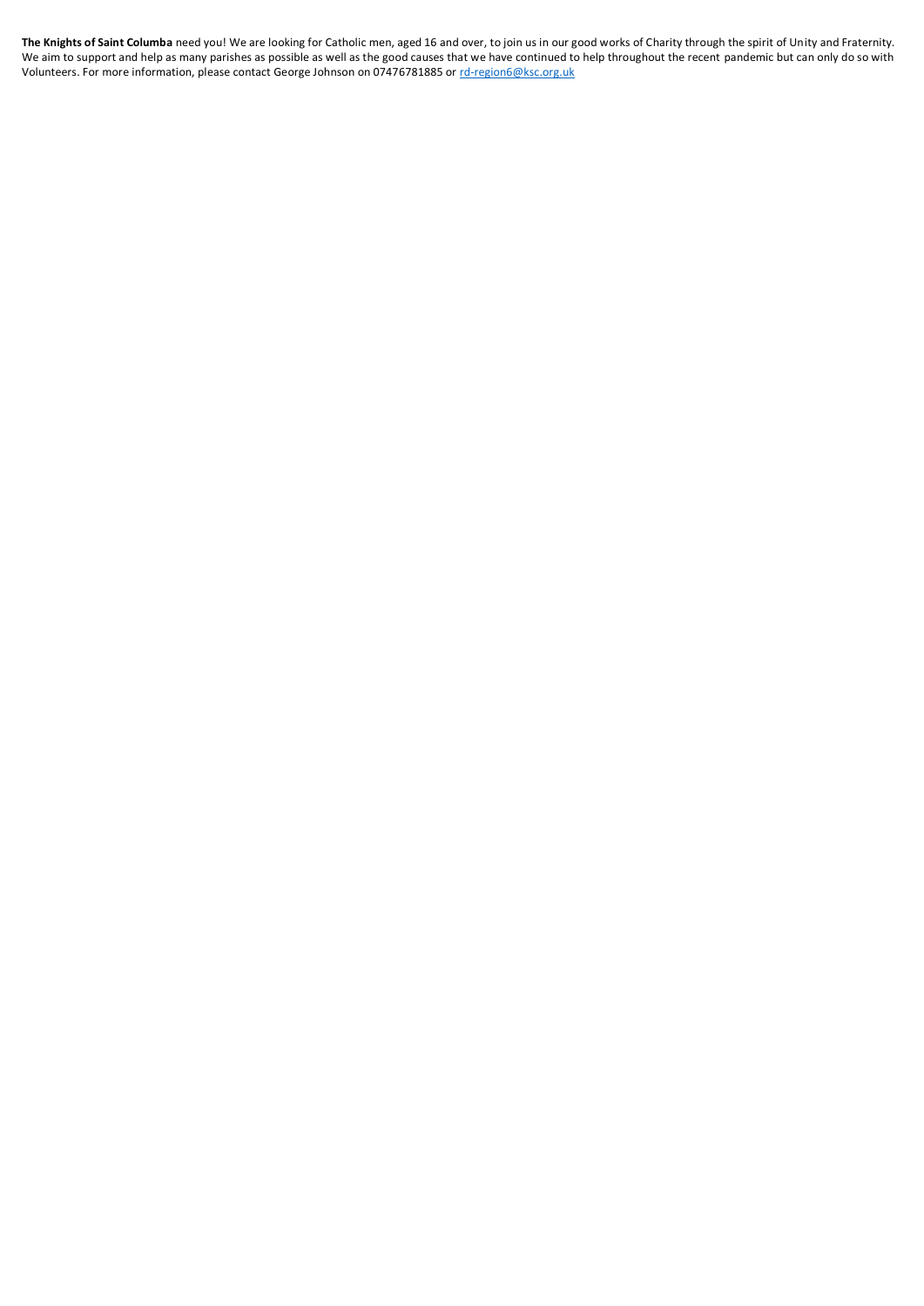**The Knights of Saint Columba** need you! We are looking for Catholic men, aged 16 and over, to join us in our good works of Charity through the spirit of Unity and Fraternity. We aim to support and help as many parishes as possible as well as the good causes that we have continued to help throughout the recent pandemic but can only do so with Volunteers. For more information, please contact George Johnson on 07476781885 or rd-region6@ksc.org.uk